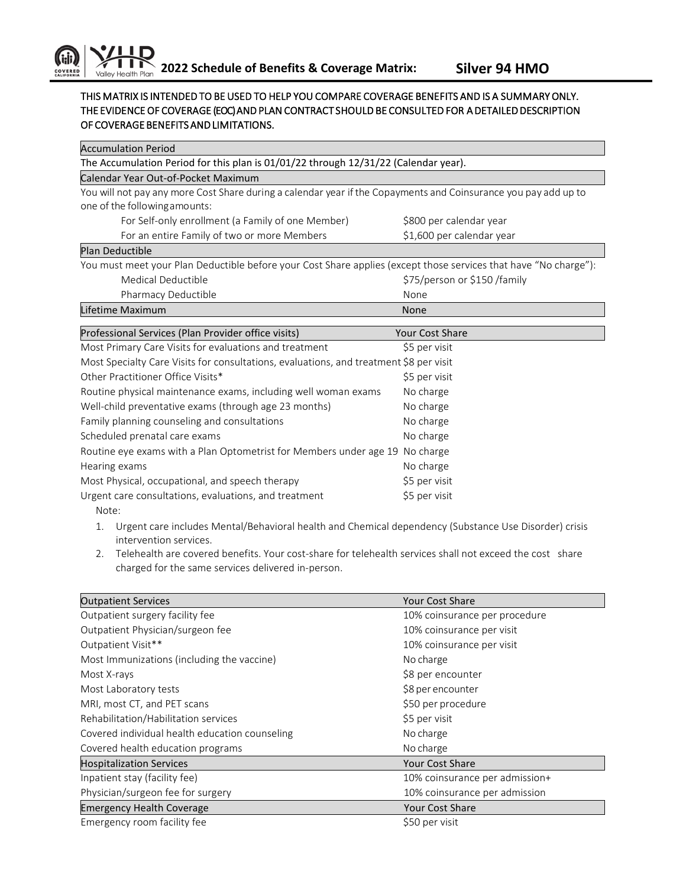# 2022 Schedule of Benefits & Coverage Matrix: Silver 94 HMO

**THIS MATRIX IS INTENDED TO BE USED TO HELP YOU COMPARE COVERAGE BENEFITS AND IS A SUMMARY ONLY. THE EVIDENCE OF COVERAGE (EOC) AND PLAN CONTRACT SHOULD BE CONSULTED FOR A DETAILED DESCRIPTION OF COVERAGE BENEFITS AND LIMITATIONS.**

| Accumulation Period | |
|---|---|
| The Accumulation Period for this plan is 01/01/22 through 12/31/22 (Calendar year). | |

| Calendar Year Out-of-Pocket Maximum | |
|---|---|
| You will not pay any more Cost Share during a calendar year if the Copayments and Coinsurance you pay add up to one of the following amounts: | |
| For Self-only enrollment (a Family of one Member) | $800 per calendar year |
| For an entire Family of two or more Members | $1,600 per calendar year |

| Plan Deductible | |
|---|---|
| You must meet your Plan Deductible before your Cost Share applies (except those services that have "No charge"): | |
| Medical Deductible | $75/person or $150 /family |
| Pharmacy Deductible | None |
| Lifetime Maximum | None |

| Professional Services (Plan Provider office visits) | Your Cost Share |
|---|---|
| Most Primary Care Visits for evaluations and treatment | $5 per visit |
| Most Specialty Care Visits for consultations, evaluations, and treatment | $8 per visit |
| Other Practitioner Office Visits* | $5 per visit |
| Routine physical maintenance exams, including well woman exams | No charge |
| Well-child preventative exams (through age 23 months) | No charge |
| Family planning counseling and consultations | No charge |
| Scheduled prenatal care exams | No charge |
| Routine eye exams with a Plan Optometrist for Members under age 19 | No charge |
| Hearing exams | No charge |
| Most Physical, occupational, and speech therapy | $5 per visit |
| Urgent care consultations, evaluations, and treatment | $5 per visit |

Note:

1. Urgent care includes Mental/Behavioral health and Chemical dependency (Substance Use Disorder) crisis intervention services.
2. Telehealth are covered benefits. Your cost-share for telehealth services shall not exceed the cost share charged for the same services delivered in-person.

| Outpatient Services | Your Cost Share |
|---|---|
| Outpatient surgery facility fee | 10% coinsurance per procedure |
| Outpatient Physician/surgeon fee | 10% coinsurance per visit |
| Outpatient Visit** | 10% coinsurance per visit |
| Most Immunizations (including the vaccine) | No charge |
| Most X-rays | $8 per encounter |
| Most Laboratory tests | $8 per encounter |
| MRI, most CT, and PET scans | $50 per procedure |
| Rehabilitation/Habilitation services | $5 per visit |
| Covered individual health education counseling | No charge |
| Covered health education programs | No charge |
| **Hospitalization Services** | **Your Cost Share** |
| Inpatient stay (facility fee) | 10% coinsurance per admission+ |
| Physician/surgeon fee for surgery | 10% coinsurance per admission |
| **Emergency Health Coverage** | **Your Cost Share** |
| Emergency room facility fee | $50 per visit |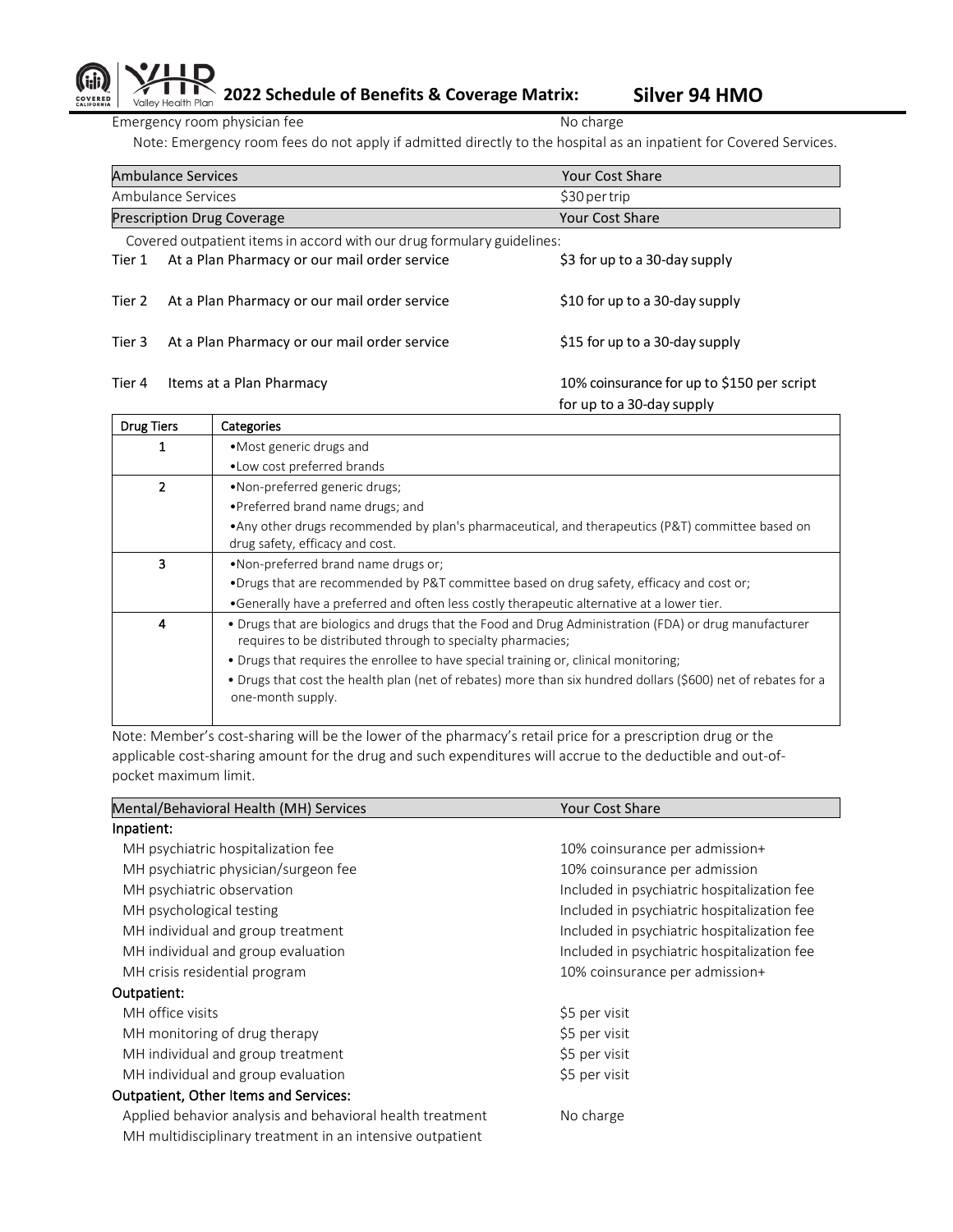| | |
|---|---|
| Emergency room physician fee | No charge |

Note: Emergency room fees do not apply if admitted directly to the hospital as an inpatient for Covered Services.

| Ambulance Services | Your Cost Share |
|---|---|
| Ambulance Services | $30 per trip |

| Prescription Drug Coverage | | Your Cost Share |
|---|---|---|
| Covered outpatient items in accord with our drug formulary guidelines: | | |
| Tier 1 | At a Plan Pharmacy or our mail order service | $3 for up to a 30-day supply |
| Tier 2 | At a Plan Pharmacy or our mail order service | $10 for up to a 30-day supply |
| Tier 3 | At a Plan Pharmacy or our mail order service | $15 for up to a 30-day supply |
| Tier 4 | Items at a Plan Pharmacy | 10% coinsurance for up to $150 per script for up to a 30-day supply |

| Drug Tiers | Categories |
|---|---|
| 1 | •Most generic drugs and<br>•Low cost preferred brands |
| 2 | •Non-preferred generic drugs;<br>•Preferred brand name drugs; and<br>•Any other drugs recommended by plan's pharmaceutical, and therapeutics (P&T) committee based on drug safety, efficacy and cost. |
| 3 | •Non-preferred brand name drugs or;<br>•Drugs that are recommended by P&T committee based on drug safety, efficacy and cost or;<br>•Generally have a preferred and often less costly therapeutic alternative at a lower tier. |
| 4 | • Drugs that are biologics and drugs that the Food and Drug Administration (FDA) or drug manufacturer requires to be distributed through to specialty pharmacies;<br>• Drugs that requires the enrollee to have special training or, clinical monitoring;<br>• Drugs that cost the health plan (net of rebates) more than six hundred dollars ($600) net of rebates for a one-month supply. |

Note: Member's cost-sharing will be the lower of the pharmacy's retail price for a prescription drug or the applicable cost-sharing amount for the drug and such expenditures will accrue to the deductible and out-of-pocket maximum limit.

| Mental/Behavioral Health (MH) Services | Your Cost Share |
|---|---|
| **Inpatient:** | |
| MH psychiatric hospitalization fee | 10% coinsurance per admission+ |
| MH psychiatric physician/surgeon fee | 10% coinsurance per admission |
| MH psychiatric observation | Included in psychiatric hospitalization fee |
| MH psychological testing | Included in psychiatric hospitalization fee |
| MH individual and group treatment | Included in psychiatric hospitalization fee |
| MH individual and group evaluation | Included in psychiatric hospitalization fee |
| MH crisis residential program | 10% coinsurance per admission+ |
| **Outpatient:** | |
| MH office visits | $5 per visit |
| MH monitoring of drug therapy | $5 per visit |
| MH individual and group treatment | $5 per visit |
| MH individual and group evaluation | $5 per visit |
| **Outpatient, Other Items and Services:** | |
| Applied behavior analysis and behavioral health treatment | No charge |
| MH multidisciplinary treatment in an intensive outpatient | |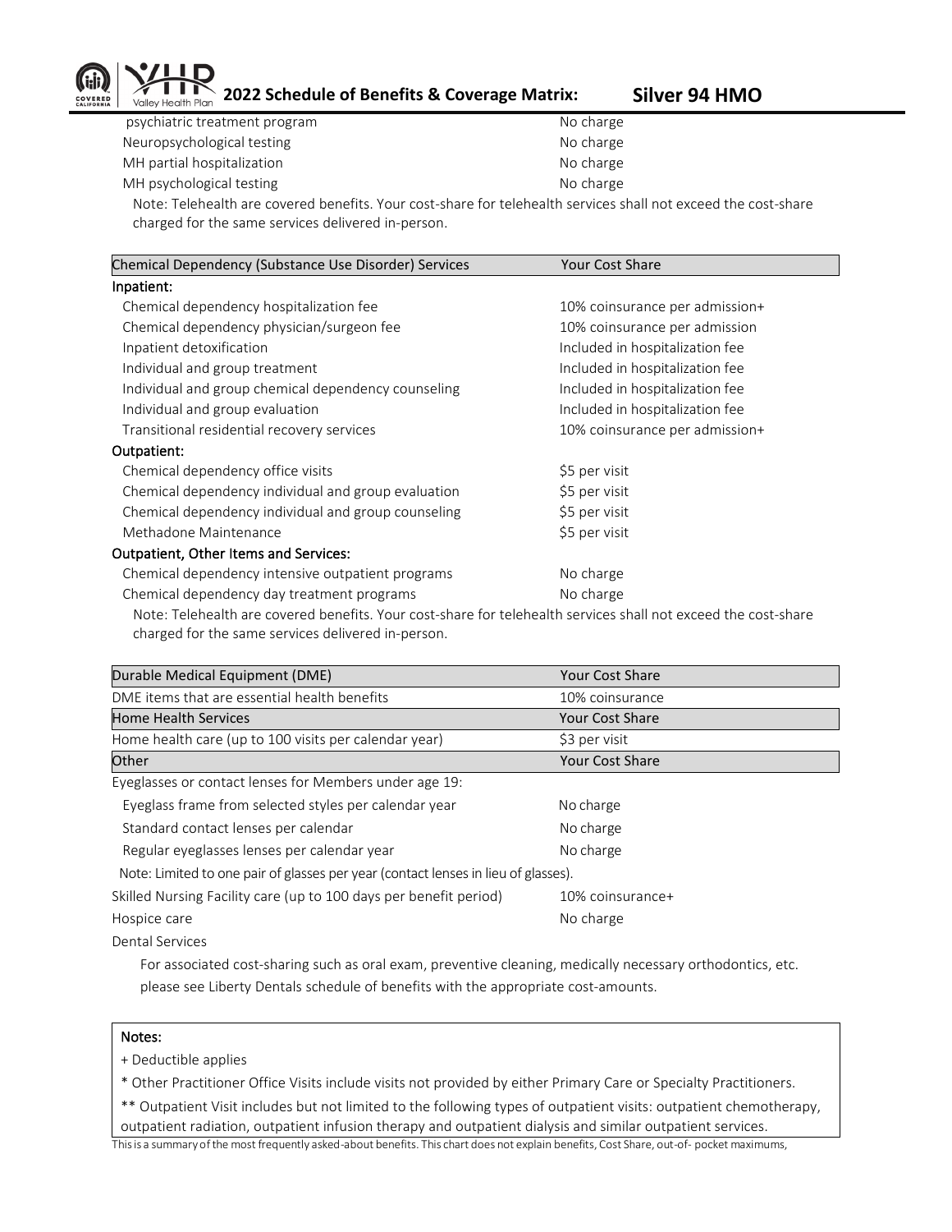| | |
|---|---|
| psychiatric treatment program | No charge |
| Neuropsychological testing | No charge |
| MH partial hospitalization | No charge |
| MH psychological testing | No charge |

Note: Telehealth are covered benefits. Your cost-share for telehealth services shall not exceed the cost-share charged for the same services delivered in-person.

| Chemical Dependency (Substance Use Disorder) Services | Your Cost Share |
|---|---|
| **Inpatient:** | |
| Chemical dependency hospitalization fee | 10% coinsurance per admission+ |
| Chemical dependency physician/surgeon fee | 10% coinsurance per admission |
| Inpatient detoxification | Included in hospitalization fee |
| Individual and group treatment | Included in hospitalization fee |
| Individual and group chemical dependency counseling | Included in hospitalization fee |
| Individual and group evaluation | Included in hospitalization fee |
| Transitional residential recovery services | 10% coinsurance per admission+ |
| **Outpatient:** | |
| Chemical dependency office visits | $5 per visit |
| Chemical dependency individual and group evaluation | $5 per visit |
| Chemical dependency individual and group counseling | $5 per visit |
| Methadone Maintenance | $5 per visit |
| **Outpatient, Other Items and Services:** | |
| Chemical dependency intensive outpatient programs | No charge |
| Chemical dependency day treatment programs | No charge |

Note: Telehealth are covered benefits. Your cost-share for telehealth services shall not exceed the cost-share charged for the same services delivered in-person.

| Durable Medical Equipment (DME) | Your Cost Share |
|---|---|
| DME items that are essential health benefits | 10% coinsurance |

| Home Health Services | Your Cost Share |
|---|---|
| Home health care (up to 100 visits per calendar year) | $3 per visit |

| Other | Your Cost Share |
|---|---|
| Eyeglasses or contact lenses for Members under age 19: | |
| Eyeglass frame from selected styles per calendar year | No charge |
| Standard contact lenses per calendar | No charge |
| Regular eyeglasses lenses per calendar year | No charge |
| Note: Limited to one pair of glasses per year (contact lenses in lieu of glasses). | |
| Skilled Nursing Facility care (up to 100 days per benefit period) | 10% coinsurance+ |
| Hospice care | No charge |
| Dental Services | |

For associated cost-sharing such as oral exam, preventive cleaning, medically necessary orthodontics, etc. please see Liberty Dentals schedule of benefits with the appropriate cost-amounts.

**Notes:**

+ Deductible applies

* Other Practitioner Office Visits include visits not provided by either Primary Care or Specialty Practitioners.

** Outpatient Visit includes but not limited to the following types of outpatient visits: outpatient chemotherapy, outpatient radiation, outpatient infusion therapy and outpatient dialysis and similar outpatient services.

This is a summary of the most frequently asked-about benefits. This chart does not explain benefits, Cost Share, out-of- pocket maximums,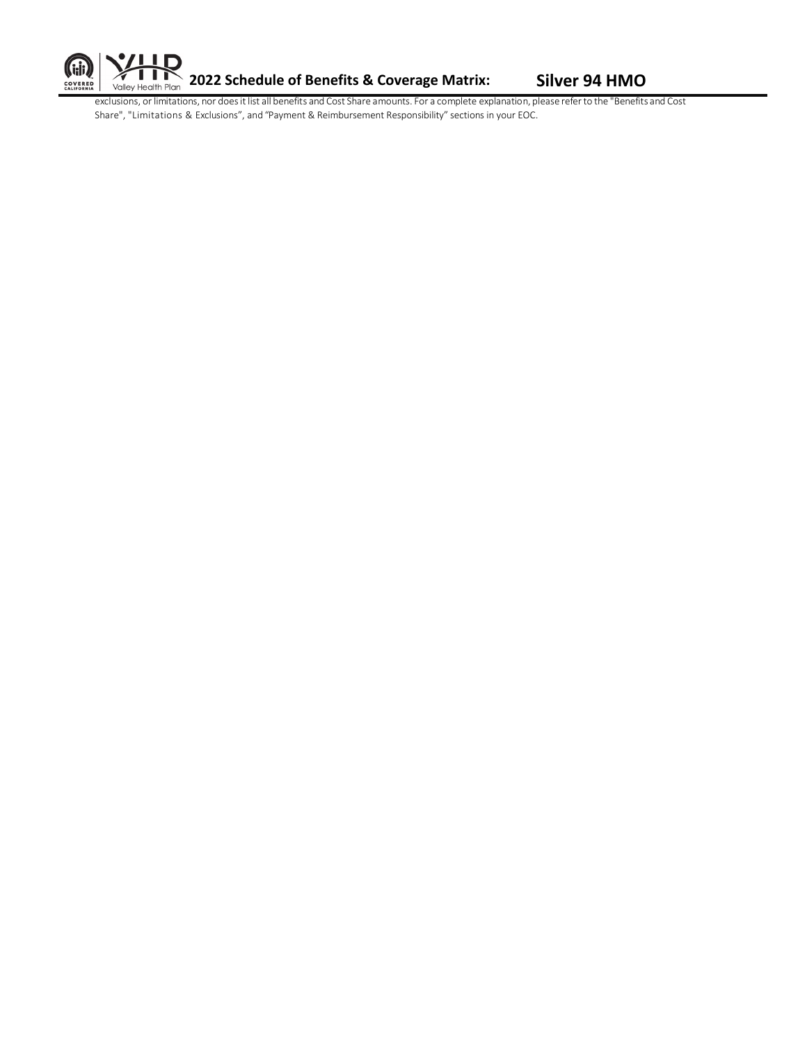exclusions, or limitations, nor does it list all benefits and Cost Share amounts. For a complete explanation, please refer to the "Benefits and Cost Share", "Limitations & Exclusions", and "Payment & Reimbursement Responsibility" sections in your EOC.